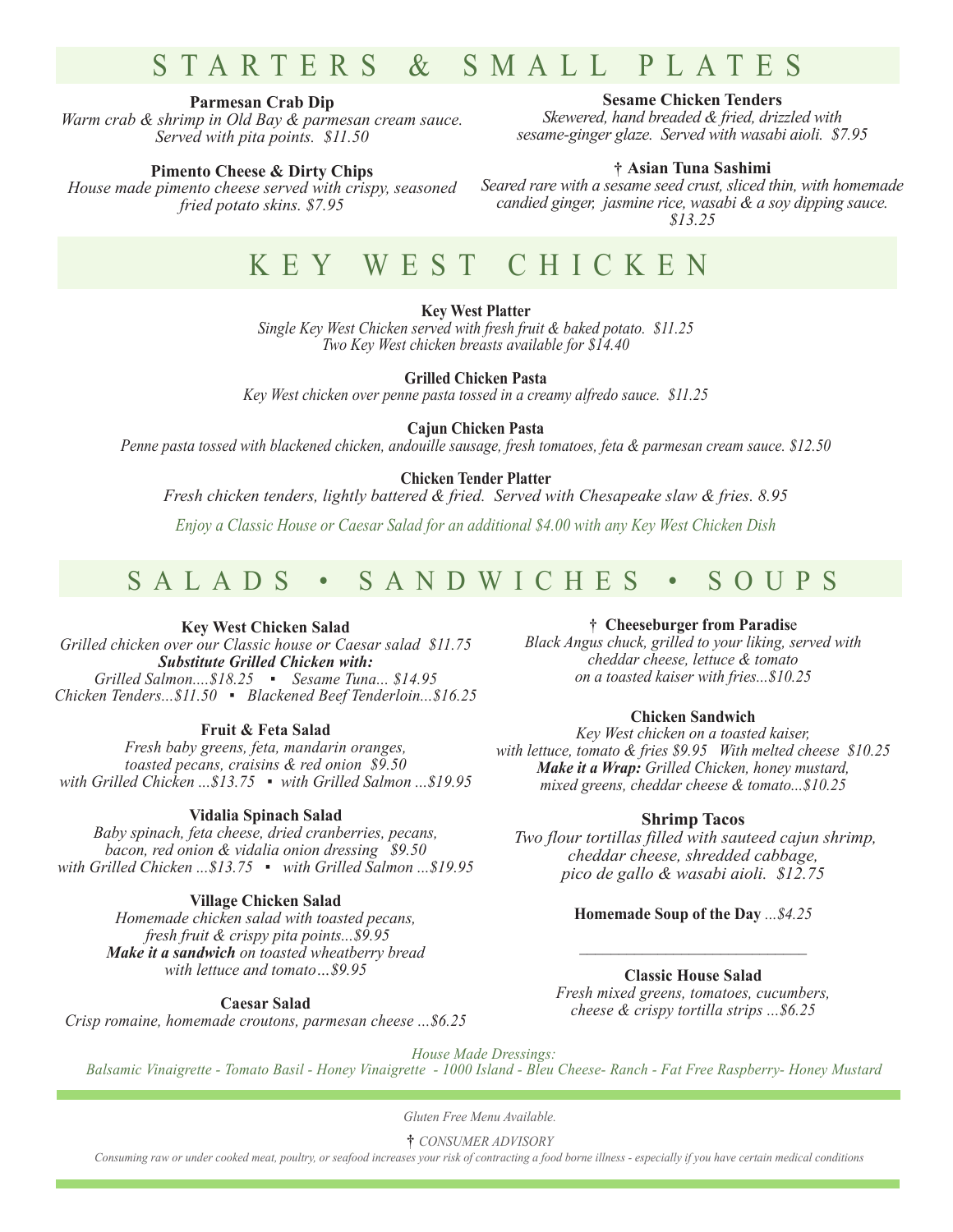# STARTERS & SMALL PLATES

**Parmesan Crab Dip**
*Warm crab & shrimp in Old Bay & parmesan cream sauce. Served with pita points. $11.50*

**Pimento Cheese & Dirty Chips**
*House made pimento cheese served with crispy, seasoned fried potato skins. $7.95*

**Sesame Chicken Tenders**
*Skewered, hand breaded & fried, drizzled with sesame-ginger glaze. Served with wasabi aioli. $7.95*

**† Asian Tuna Sashimi**
*Seared rare with a sesame seed crust, sliced thin, with homemade candied ginger, jasmine rice, wasabi & a soy dipping sauce. $13.25*

# KEY WEST CHICKEN

**Key West Platter**
*Single Key West Chicken served with fresh fruit & baked potato. $11.25*
*Two Key West chicken breasts available for $14.40*

**Grilled Chicken Pasta**
*Key West chicken over penne pasta tossed in a creamy alfredo sauce. $11.25*

**Cajun Chicken Pasta**
*Penne pasta tossed with blackened chicken, andouille sausage, fresh tomatoes, feta & parmesan cream sauce. $12.50*

**Chicken Tender Platter**
*Fresh chicken tenders, lightly battered & fried. Served with Chesapeake slaw & fries. 8.95*

*Enjoy a Classic House or Caesar Salad for an additional $4.00 with any Key West Chicken Dish*

# SALADS • SANDWICHES • SOUPS

**Key West Chicken Salad**
*Grilled chicken over our Classic house or Caesar salad $11.75*
***Substitute Grilled Chicken with:***
*Grilled Salmon....$18.25 ▪ Sesame Tuna... $14.95*
*Chicken Tenders...$11.50 ▪ Blackened Beef Tenderloin...$16.25*

**Fruit & Feta Salad**
*Fresh baby greens, feta, mandarin oranges, toasted pecans, craisins & red onion $9.50*
*with Grilled Chicken ...$13.75 ▪ with Grilled Salmon ...$19.95*

**Vidalia Spinach Salad**
*Baby spinach, feta cheese, dried cranberries, pecans, bacon, red onion & vidalia onion dressing $9.50*
*with Grilled Chicken ...$13.75 ▪ with Grilled Salmon ...$19.95*

**Village Chicken Salad**
*Homemade chicken salad with toasted pecans, fresh fruit & crispy pita points...$9.95*
***Make it a sandwich** on toasted wheatberry bread with lettuce and tomato…$9.95*

**Caesar Salad**
*Crisp romaine, homemade croutons, parmesan cheese ...$6.25*

**† Cheeseburger from Paradise**
*Black Angus chuck, grilled to your liking, served with cheddar cheese, lettuce & tomato on a toasted kaiser with fries...$10.25*

**Chicken Sandwich**
*Key West chicken on a toasted kaiser, with lettuce, tomato & fries $9.95 With melted cheese $10.25*
***Make it a Wrap:** Grilled Chicken, honey mustard, mixed greens, cheddar cheese & tomato...$10.25*

**Shrimp Tacos**
*Two flour tortillas filled with sauteed cajun shrimp, cheddar cheese, shredded cabbage, pico de gallo & wasabi aioli. $12.75*

**Homemade Soup of the Day** *...$4.25*

---

**Classic House Salad**
*Fresh mixed greens, tomatoes, cucumbers, cheese & crispy tortilla strips ...$6.25*

*House Made Dressings:*
*Balsamic Vinaigrette - Tomato Basil - Honey Vinaigrette - 1000 Island - Bleu Cheese- Ranch - Fat Free Raspberry- Honey Mustard*

*Gluten Free Menu Available.*

**†** *CONSUMER ADVISORY*

*Consuming raw or under cooked meat, poultry, or seafood increases your risk of contracting a food borne illness - especially if you have certain medical conditions*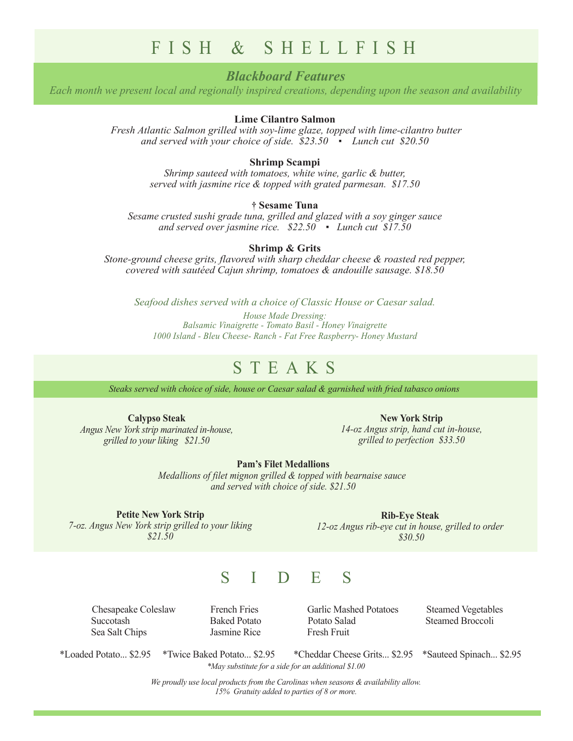# FISH & SHELLFISH

## *Blackboard Features*

*Each month we present local and regionally inspired creations, depending upon the season and availability*

**Lime Cilantro Salmon**
*Fresh Atlantic Salmon grilled with soy-lime glaze, topped with lime-cilantro butter and served with your choice of side. $23.50 ▪ Lunch cut $20.50*

**Shrimp Scampi**
*Shrimp sauteed with tomatoes, white wine, garlic & butter, served with jasmine rice & topped with grated parmesan. $17.50*

**† Sesame Tuna**
*Sesame crusted sushi grade tuna, grilled and glazed with a soy ginger sauce and served over jasmine rice. $22.50 ▪ Lunch cut $17.50*

**Shrimp & Grits**
*Stone-ground cheese grits, flavored with sharp cheddar cheese & roasted red pepper, covered with sautéed Cajun shrimp, tomatoes & andouille sausage. $18.50*

*Seafood dishes served with a choice of Classic House or Caesar salad.*

*House Made Dressing:*
*Balsamic Vinaigrette - Tomato Basil - Honey Vinaigrette*
*1000 Island - Bleu Cheese- Ranch - Fat Free Raspberry- Honey Mustard*

# STEAKS

*Steaks served with choice of side, house or Caesar salad & garnished with fried tabasco onions*

**Calypso Steak**
*Angus New York strip marinated in-house, grilled to your liking $21.50*

**New York Strip**
*14-oz Angus strip, hand cut in-house, grilled to perfection $33.50*

**Pam's Filet Medallions**
*Medallions of filet mignon grilled & topped with bearnaise sauce and served with choice of side. $21.50*

**Petite New York Strip**
*7-oz. Angus New York strip grilled to your liking $21.50*

**Rib-Eye Steak**
*12-oz Angus rib-eye cut in house, grilled to order $30.50*

# SIDES

Chesapeake Coleslaw
Succotash
Sea Salt Chips
French Fries
Baked Potato
Jasmine Rice
Garlic Mashed Potatoes
Potato Salad
Fresh Fruit
Steamed Vegetables
Steamed Broccoli

*Loaded Potato... $2.95 *Twice Baked Potato... $2.95 *Cheddar Cheese Grits... $2.95 *Sauteed Spinach... $2.95

**May substitute for a side for an additional $1.00*

*We proudly use local products from the Carolinas when seasons & availability allow.*
*15% Gratuity added to parties of 8 or more.*